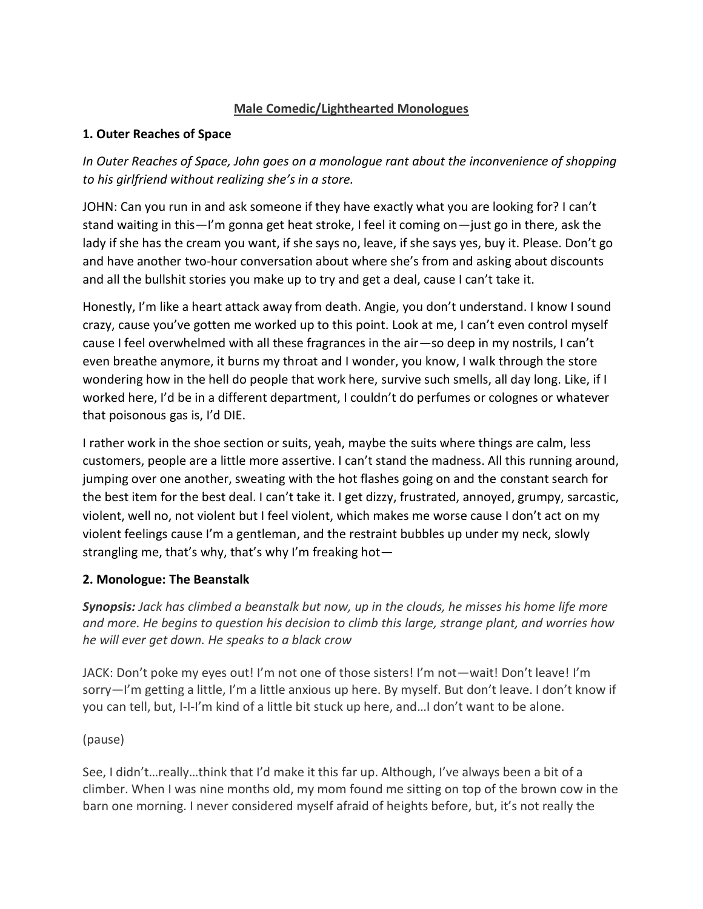# Male Comedic/Lighthearted Monologues

## 1. Outer Reaches of Space

*In Outer Reaches of Space, John goes on a monologue rant about the inconvenience of shopping to his girlfriend without realizing she's in a store.*

JOHN: Can you run in and ask someone if they have exactly what you are looking for? I can't stand waiting in this—I'm gonna get heat stroke, I feel it coming on—just go in there, ask the lady if she has the cream you want, if she says no, leave, if she says yes, buy it. Please. Don't go and have another two-hour conversation about where she's from and asking about discounts and all the bullshit stories you make up to try and get a deal, cause I can't take it.

Honestly, I'm like a heart attack away from death. Angie, you don't understand. I know I sound crazy, cause you've gotten me worked up to this point. Look at me, I can't even control myself cause I feel overwhelmed with all these fragrances in the air—so deep in my nostrils, I can't even breathe anymore, it burns my throat and I wonder, you know, I walk through the store wondering how in the hell do people that work here, survive such smells, all day long. Like, if I worked here, I'd be in a different department, I couldn't do perfumes or colognes or whatever that poisonous gas is, I'd DIE.

I rather work in the shoe section or suits, yeah, maybe the suits where things are calm, less customers, people are a little more assertive. I can't stand the madness. All this running around, jumping over one another, sweating with the hot flashes going on and the constant search for the best item for the best deal. I can't take it. I get dizzy, frustrated, annoyed, grumpy, sarcastic, violent, well no, not violent but I feel violent, which makes me worse cause I don't act on my violent feelings cause I'm a gentleman, and the restraint bubbles up under my neck, slowly strangling me, that's why, that's why I'm freaking hot—

## 2. Monologue: The Beanstalk

***Synopsis:*** *Jack has climbed a beanstalk but now, up in the clouds, he misses his home life more and more. He begins to question his decision to climb this large, strange plant, and worries how he will ever get down. He speaks to a black crow*

JACK: Don't poke my eyes out! I'm not one of those sisters! I'm not—wait! Don't leave! I'm sorry—I'm getting a little, I'm a little anxious up here. By myself. But don't leave. I don't know if you can tell, but, I-I-I'm kind of a little bit stuck up here, and…I don't want to be alone.

(pause)

See, I didn't…really…think that I'd make it this far up. Although, I've always been a bit of a climber. When I was nine months old, my mom found me sitting on top of the brown cow in the barn one morning. I never considered myself afraid of heights before, but, it's not really the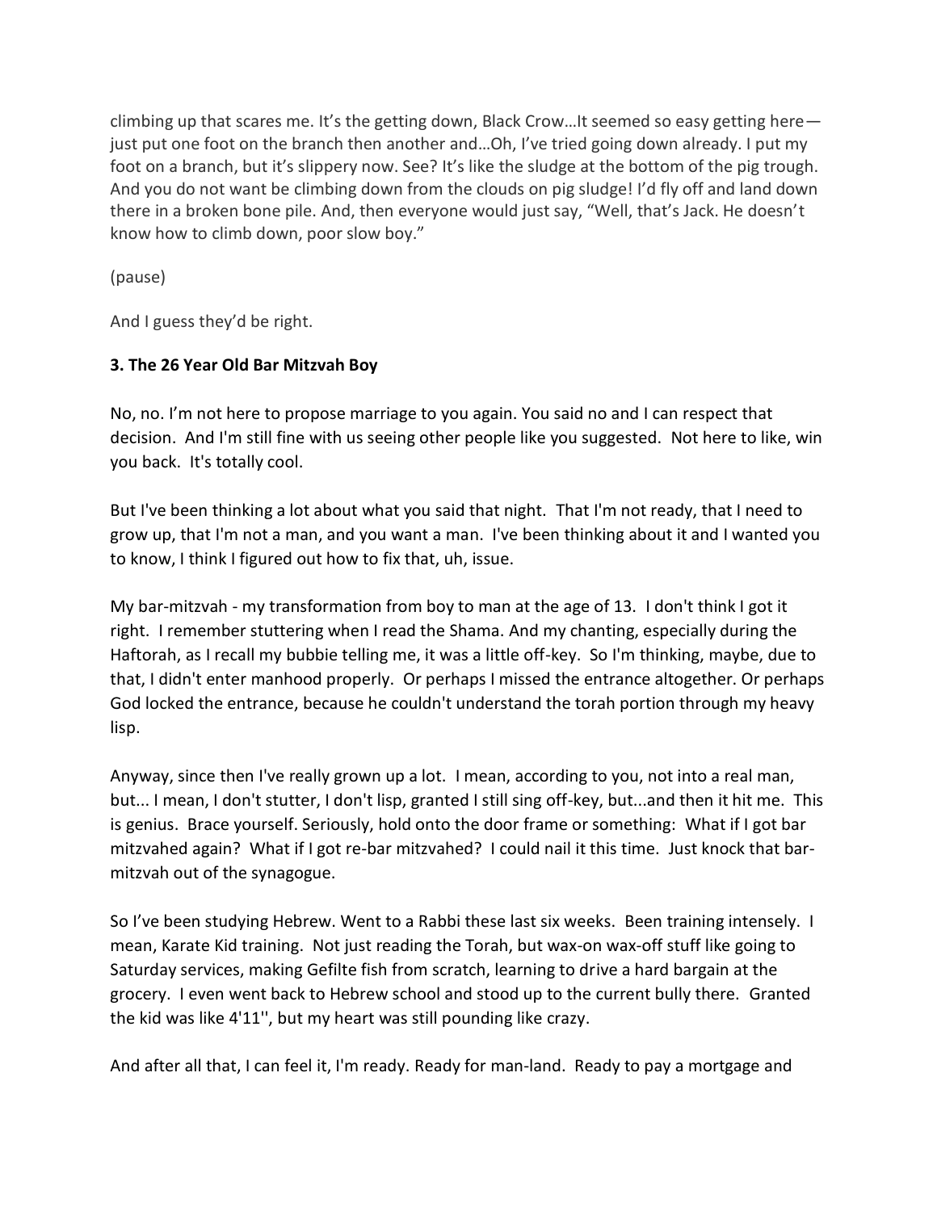climbing up that scares me. It's the getting down, Black Crow…It seemed so easy getting here—just put one foot on the branch then another and…Oh, I've tried going down already. I put my foot on a branch, but it's slippery now. See? It's like the sludge at the bottom of the pig trough. And you do not want be climbing down from the clouds on pig sludge! I'd fly off and land down there in a broken bone pile. And, then everyone would just say, "Well, that's Jack. He doesn't know how to climb down, poor slow boy."

(pause)

And I guess they'd be right.

**3. The 26 Year Old Bar Mitzvah Boy**

No, no. I'm not here to propose marriage to you again. You said no and I can respect that decision. And I'm still fine with us seeing other people like you suggested. Not here to like, win you back. It's totally cool.

But I've been thinking a lot about what you said that night. That I'm not ready, that I need to grow up, that I'm not a man, and you want a man. I've been thinking about it and I wanted you to know, I think I figured out how to fix that, uh, issue.

My bar-mitzvah - my transformation from boy to man at the age of 13. I don't think I got it right. I remember stuttering when I read the Shama. And my chanting, especially during the Haftorah, as I recall my bubbie telling me, it was a little off-key. So I'm thinking, maybe, due to that, I didn't enter manhood properly. Or perhaps I missed the entrance altogether. Or perhaps God locked the entrance, because he couldn't understand the torah portion through my heavy lisp.

Anyway, since then I've really grown up a lot. I mean, according to you, not into a real man, but... I mean, I don't stutter, I don't lisp, granted I still sing off-key, but...and then it hit me. This is genius. Brace yourself. Seriously, hold onto the door frame or something: What if I got bar mitzvahed again? What if I got re-bar mitzvahed? I could nail it this time. Just knock that bar-mitzvah out of the synagogue.

So I've been studying Hebrew. Went to a Rabbi these last six weeks. Been training intensely. I mean, Karate Kid training. Not just reading the Torah, but wax-on wax-off stuff like going to Saturday services, making Gefilte fish from scratch, learning to drive a hard bargain at the grocery. I even went back to Hebrew school and stood up to the current bully there. Granted the kid was like 4'11'', but my heart was still pounding like crazy.

And after all that, I can feel it, I'm ready. Ready for man-land. Ready to pay a mortgage and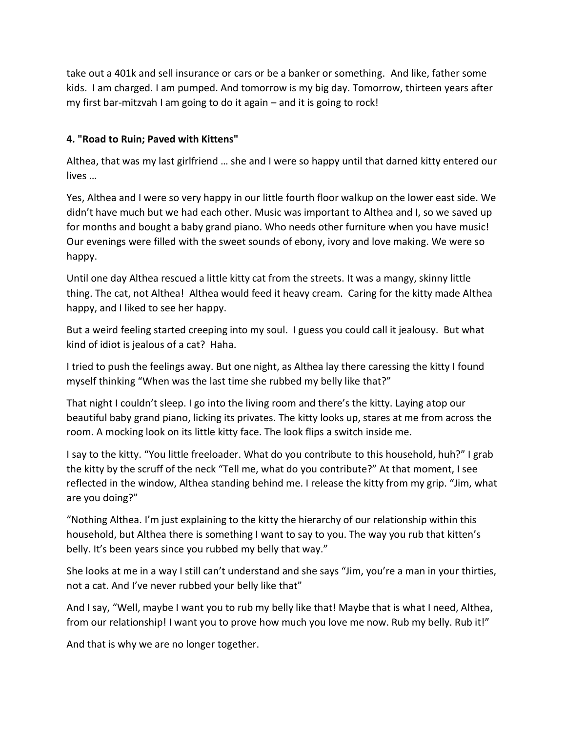take out a 401k and sell insurance or cars or be a banker or something. And like, father some kids. I am charged. I am pumped. And tomorrow is my big day. Tomorrow, thirteen years after my first bar-mitzvah I am going to do it again – and it is going to rock!

**4. "Road to Ruin; Paved with Kittens"**

Althea, that was my last girlfriend … she and I were so happy until that darned kitty entered our lives …

Yes, Althea and I were so very happy in our little fourth floor walkup on the lower east side. We didn't have much but we had each other. Music was important to Althea and I, so we saved up for months and bought a baby grand piano. Who needs other furniture when you have music! Our evenings were filled with the sweet sounds of ebony, ivory and love making. We were so happy.

Until one day Althea rescued a little kitty cat from the streets. It was a mangy, skinny little thing. The cat, not Althea! Althea would feed it heavy cream. Caring for the kitty made Althea happy, and I liked to see her happy.

But a weird feeling started creeping into my soul. I guess you could call it jealousy. But what kind of idiot is jealous of a cat? Haha.

I tried to push the feelings away. But one night, as Althea lay there caressing the kitty I found myself thinking "When was the last time she rubbed my belly like that?"

That night I couldn't sleep. I go into the living room and there's the kitty. Laying atop our beautiful baby grand piano, licking its privates. The kitty looks up, stares at me from across the room. A mocking look on its little kitty face. The look flips a switch inside me.

I say to the kitty. "You little freeloader. What do you contribute to this household, huh?" I grab the kitty by the scruff of the neck "Tell me, what do you contribute?" At that moment, I see reflected in the window, Althea standing behind me. I release the kitty from my grip. "Jim, what are you doing?"

"Nothing Althea. I'm just explaining to the kitty the hierarchy of our relationship within this household, but Althea there is something I want to say to you. The way you rub that kitten's belly. It's been years since you rubbed my belly that way."

She looks at me in a way I still can't understand and she says "Jim, you're a man in your thirties, not a cat. And I've never rubbed your belly like that"

And I say, "Well, maybe I want you to rub my belly like that! Maybe that is what I need, Althea, from our relationship! I want you to prove how much you love me now. Rub my belly. Rub it!"

And that is why we are no longer together.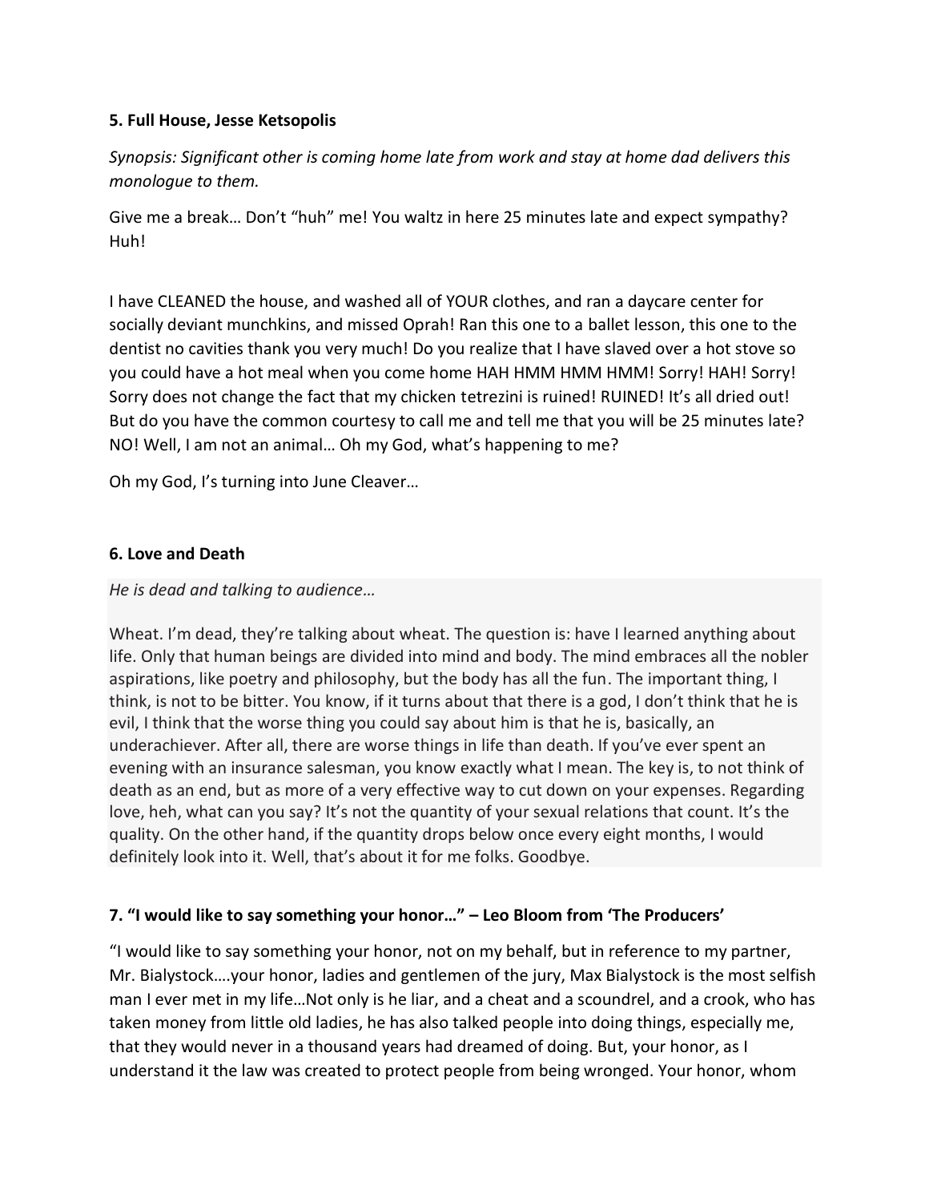**5. Full House, Jesse Ketsopolis**

*Synopsis: Significant other is coming home late from work and stay at home dad delivers this monologue to them.*

Give me a break… Don't "huh" me! You waltz in here 25 minutes late and expect sympathy? Huh!

I have CLEANED the house, and washed all of YOUR clothes, and ran a daycare center for socially deviant munchkins, and missed Oprah! Ran this one to a ballet lesson, this one to the dentist no cavities thank you very much! Do you realize that I have slaved over a hot stove so you could have a hot meal when you come home HAH HMM HMM HMM! Sorry! HAH! Sorry! Sorry does not change the fact that my chicken tetrezini is ruined! RUINED! It's all dried out! But do you have the common courtesy to call me and tell me that you will be 25 minutes late? NO! Well, I am not an animal… Oh my God, what's happening to me?

Oh my God, I's turning into June Cleaver…

**6. Love and Death**

*He is dead and talking to audience…*

Wheat. I'm dead, they're talking about wheat. The question is: have I learned anything about life. Only that human beings are divided into mind and body. The mind embraces all the nobler aspirations, like poetry and philosophy, but the body has all the fun. The important thing, I think, is not to be bitter. You know, if it turns about that there is a god, I don't think that he is evil, I think that the worse thing you could say about him is that he is, basically, an underachiever. After all, there are worse things in life than death. If you've ever spent an evening with an insurance salesman, you know exactly what I mean. The key is, to not think of death as an end, but as more of a very effective way to cut down on your expenses. Regarding love, heh, what can you say? It's not the quantity of your sexual relations that count. It's the quality. On the other hand, if the quantity drops below once every eight months, I would definitely look into it. Well, that's about it for me folks. Goodbye.

**7. "I would like to say something your honor…" – Leo Bloom from 'The Producers'**

"I would like to say something your honor, not on my behalf, but in reference to my partner, Mr. Bialystock….your honor, ladies and gentlemen of the jury, Max Bialystock is the most selfish man I ever met in my life…Not only is he liar, and a cheat and a scoundrel, and a crook, who has taken money from little old ladies, he has also talked people into doing things, especially me, that they would never in a thousand years had dreamed of doing. But, your honor, as I understand it the law was created to protect people from being wronged. Your honor, whom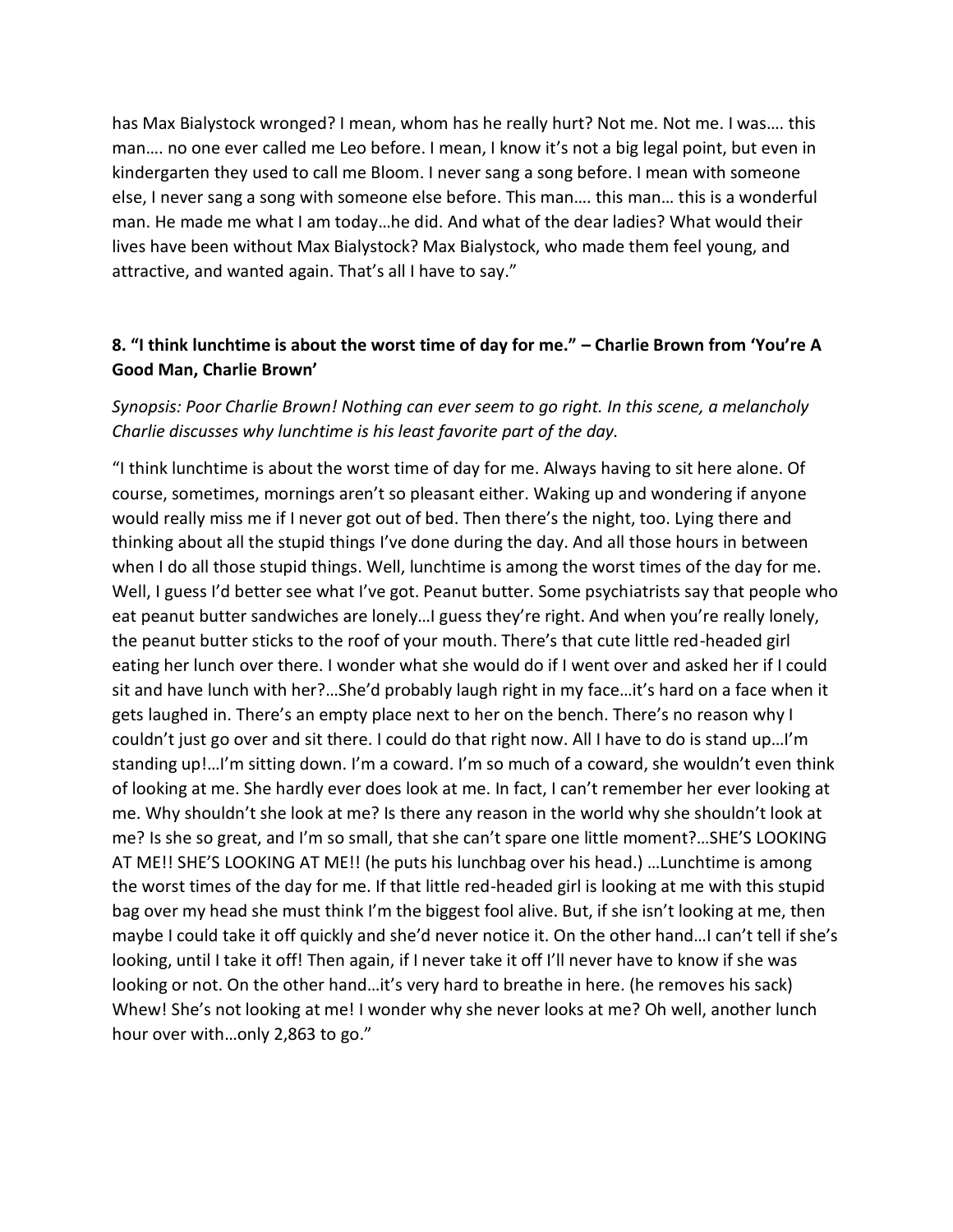has Max Bialystock wronged? I mean, whom has he really hurt? Not me. Not me. I was…. this man…. no one ever called me Leo before. I mean, I know it's not a big legal point, but even in kindergarten they used to call me Bloom. I never sang a song before. I mean with someone else, I never sang a song with someone else before. This man…. this man… this is a wonderful man. He made me what I am today…he did. And what of the dear ladies? What would their lives have been without Max Bialystock? Max Bialystock, who made them feel young, and attractive, and wanted again. That's all I have to say."

### 8. "I think lunchtime is about the worst time of day for me." – Charlie Brown from 'You're A Good Man, Charlie Brown'

*Synopsis: Poor Charlie Brown! Nothing can ever seem to go right. In this scene, a melancholy Charlie discusses why lunchtime is his least favorite part of the day.*

"I think lunchtime is about the worst time of day for me. Always having to sit here alone. Of course, sometimes, mornings aren't so pleasant either. Waking up and wondering if anyone would really miss me if I never got out of bed. Then there's the night, too. Lying there and thinking about all the stupid things I've done during the day. And all those hours in between when I do all those stupid things. Well, lunchtime is among the worst times of the day for me. Well, I guess I'd better see what I've got. Peanut butter. Some psychiatrists say that people who eat peanut butter sandwiches are lonely…I guess they're right. And when you're really lonely, the peanut butter sticks to the roof of your mouth. There's that cute little red-headed girl eating her lunch over there. I wonder what she would do if I went over and asked her if I could sit and have lunch with her?…She'd probably laugh right in my face…it's hard on a face when it gets laughed in. There's an empty place next to her on the bench. There's no reason why I couldn't just go over and sit there. I could do that right now. All I have to do is stand up…I'm standing up!…I'm sitting down. I'm a coward. I'm so much of a coward, she wouldn't even think of looking at me. She hardly ever does look at me. In fact, I can't remember her ever looking at me. Why shouldn't she look at me? Is there any reason in the world why she shouldn't look at me? Is she so great, and I'm so small, that she can't spare one little moment?…SHE'S LOOKING AT ME!! SHE'S LOOKING AT ME!! (he puts his lunchbag over his head.) …Lunchtime is among the worst times of the day for me. If that little red-headed girl is looking at me with this stupid bag over my head she must think I'm the biggest fool alive. But, if she isn't looking at me, then maybe I could take it off quickly and she'd never notice it. On the other hand…I can't tell if she's looking, until I take it off! Then again, if I never take it off I'll never have to know if she was looking or not. On the other hand…it's very hard to breathe in here. (he removes his sack) Whew! She's not looking at me! I wonder why she never looks at me? Oh well, another lunch hour over with…only 2,863 to go."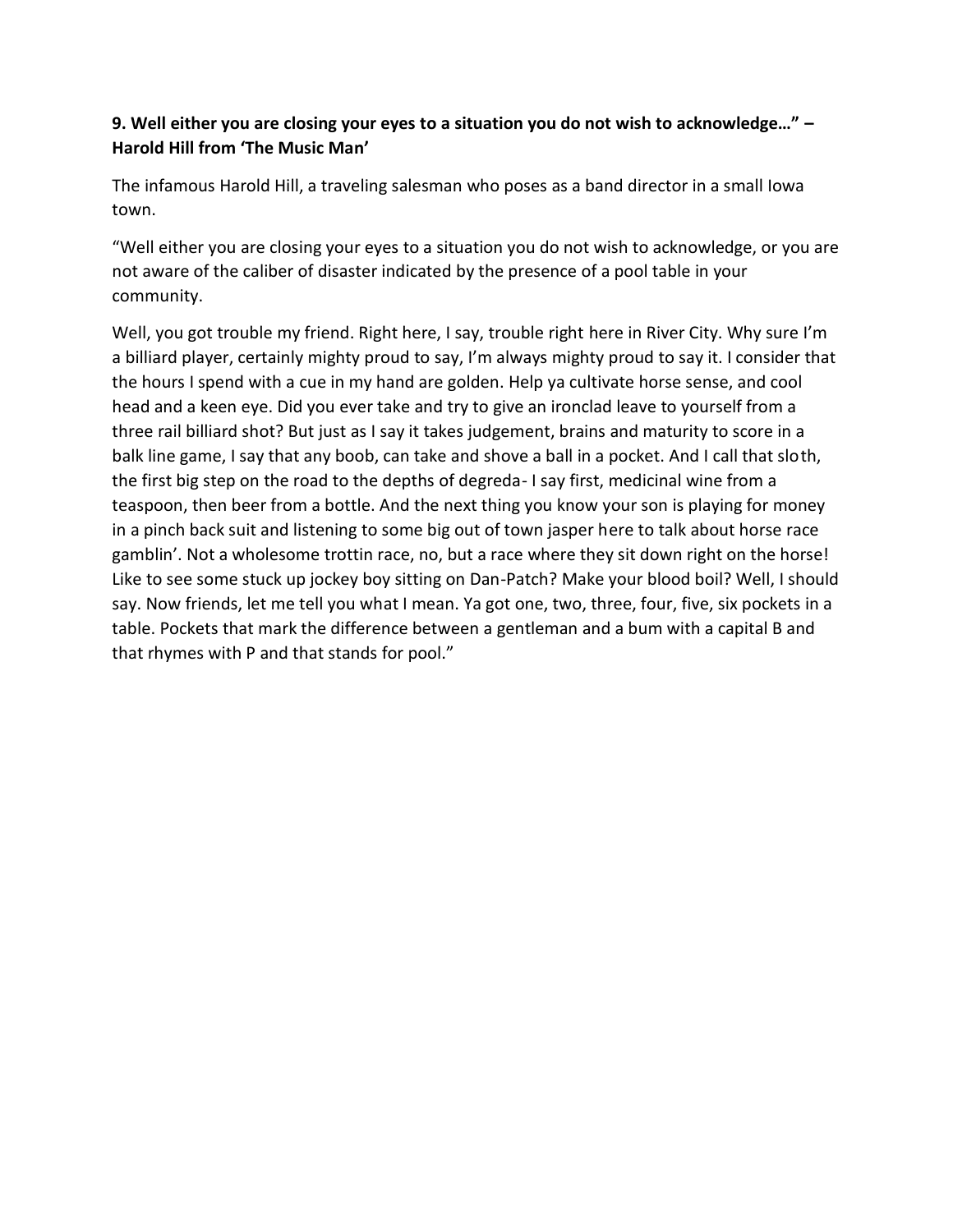**9. Well either you are closing your eyes to a situation you do not wish to acknowledge…" – Harold Hill from 'The Music Man'**

The infamous Harold Hill, a traveling salesman who poses as a band director in a small Iowa town.

"Well either you are closing your eyes to a situation you do not wish to acknowledge, or you are not aware of the caliber of disaster indicated by the presence of a pool table in your community.

Well, you got trouble my friend. Right here, I say, trouble right here in River City. Why sure I'm a billiard player, certainly mighty proud to say, I'm always mighty proud to say it. I consider that the hours I spend with a cue in my hand are golden. Help ya cultivate horse sense, and cool head and a keen eye. Did you ever take and try to give an ironclad leave to yourself from a three rail billiard shot? But just as I say it takes judgement, brains and maturity to score in a balk line game, I say that any boob, can take and shove a ball in a pocket. And I call that sloth, the first big step on the road to the depths of degreda- I say first, medicinal wine from a teaspoon, then beer from a bottle. And the next thing you know your son is playing for money in a pinch back suit and listening to some big out of town jasper here to talk about horse race gamblin'. Not a wholesome trottin race, no, but a race where they sit down right on the horse! Like to see some stuck up jockey boy sitting on Dan-Patch? Make your blood boil? Well, I should say. Now friends, let me tell you what I mean. Ya got one, two, three, four, five, six pockets in a table. Pockets that mark the difference between a gentleman and a bum with a capital B and that rhymes with P and that stands for pool."